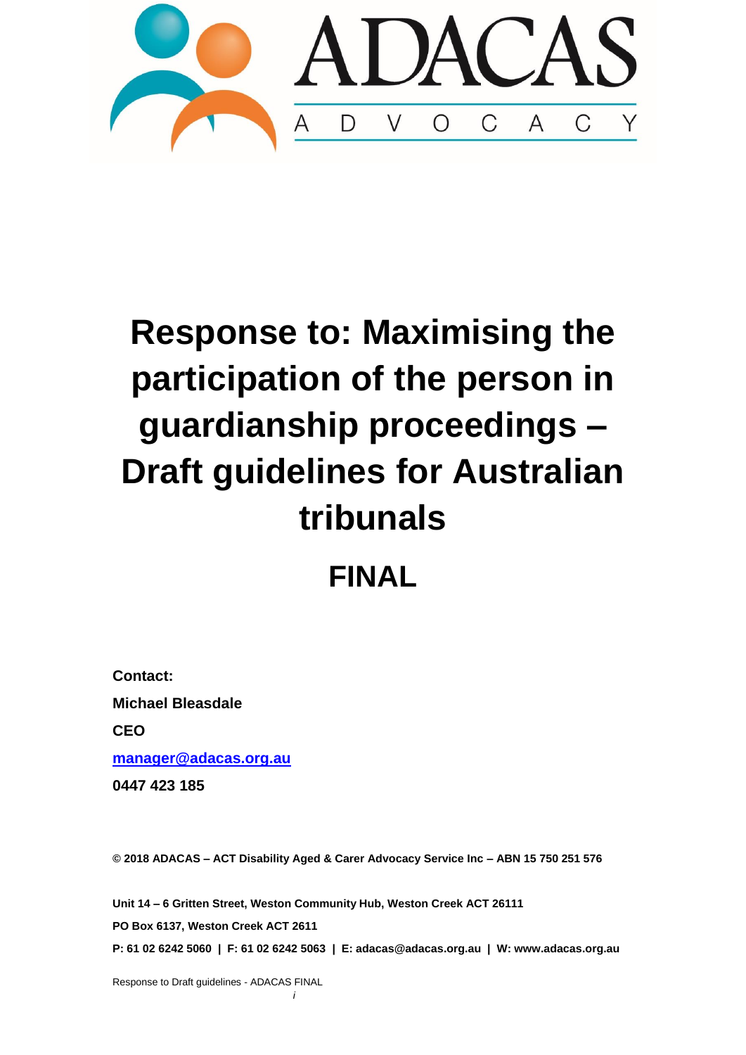ADACAS

ADVOCACY

# Response to: Maximising the participation of the person in guardianship proceedings – Draft guidelines for Australian tribunals

## FINAL

**Contact:**

**Michael Bleasdale**

**CEO**

**[manager@adacas.org.au](mailto:manager@adacas.org.au)**

**0447 423 185**

**© 2018 ADACAS – ACT Disability Aged & Carer Advocacy Service Inc – ABN 15 750 251 576**

**Unit 14 – 6 Gritten Street, Weston Community Hub, Weston Creek ACT 26111**

**PO Box 6137, Weston Creek ACT 2611**

**P: 61 02 6242 5060 | F: 61 02 6242 5063 | E: adacas@adacas.org.au | W: www.adacas.org.au**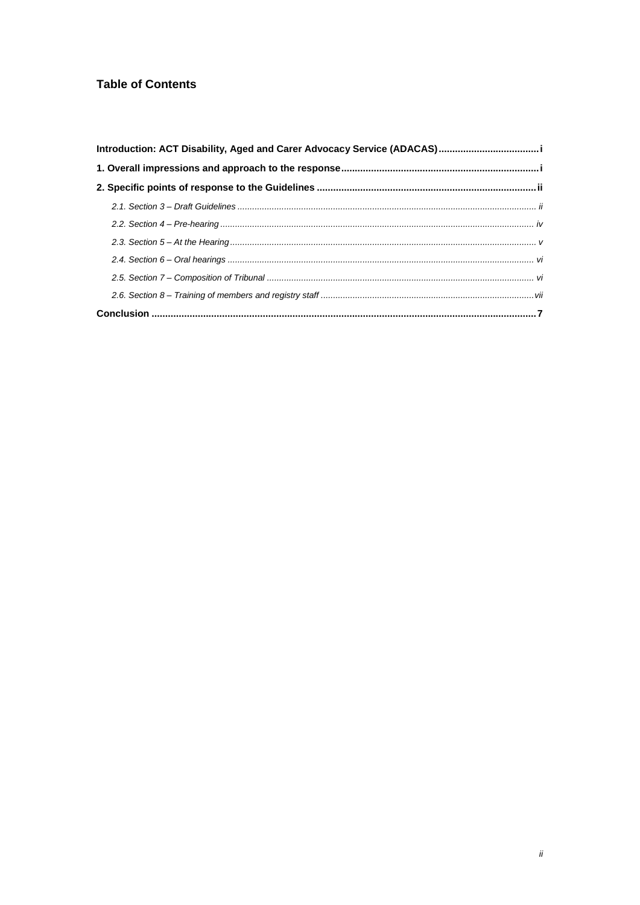## Table of Contents

**Introduction: ACT Disability, Aged and Carer Advocacy Service (ADACAS)** ..................................... i

**1. Overall impressions and approach to the response** ........................................................................ i

**2. Specific points of response to the Guidelines** ................................................................................ ii

*2.1. Section 3 – Draft Guidelines* ........................................................................................................ ii

*2.2. Section 4 – Pre-hearing* .............................................................................................................. iv

*2.3. Section 5 – At the Hearing* .......................................................................................................... v

*2.4. Section 6 – Oral hearings* ........................................................................................................... vi

*2.5. Section 7 – Composition of Tribunal* ........................................................................................... vi

*2.6. Section 8 – Training of members and registry staff* ..................................................................... vii

**Conclusion** ............................................................................................................................................ 7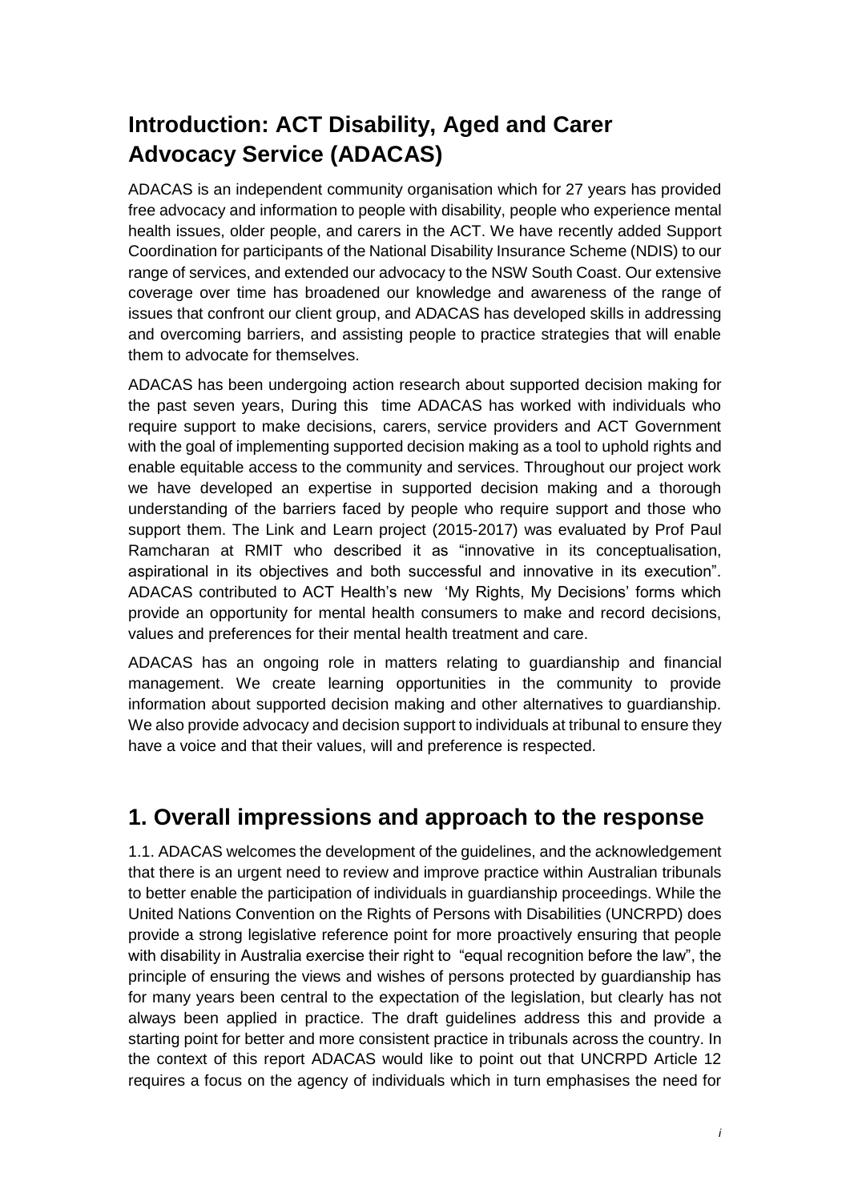## Introduction: ACT Disability, Aged and Carer Advocacy Service (ADACAS)

ADACAS is an independent community organisation which for 27 years has provided free advocacy and information to people with disability, people who experience mental health issues, older people, and carers in the ACT. We have recently added Support Coordination for participants of the National Disability Insurance Scheme (NDIS) to our range of services, and extended our advocacy to the NSW South Coast. Our extensive coverage over time has broadened our knowledge and awareness of the range of issues that confront our client group, and ADACAS has developed skills in addressing and overcoming barriers, and assisting people to practice strategies that will enable them to advocate for themselves.

ADACAS has been undergoing action research about supported decision making for the past seven years, During this time ADACAS has worked with individuals who require support to make decisions, carers, service providers and ACT Government with the goal of implementing supported decision making as a tool to uphold rights and enable equitable access to the community and services. Throughout our project work we have developed an expertise in supported decision making and a thorough understanding of the barriers faced by people who require support and those who support them. The Link and Learn project (2015-2017) was evaluated by Prof Paul Ramcharan at RMIT who described it as "innovative in its conceptualisation, aspirational in its objectives and both successful and innovative in its execution". ADACAS contributed to ACT Health's new 'My Rights, My Decisions' forms which provide an opportunity for mental health consumers to make and record decisions, values and preferences for their mental health treatment and care.

ADACAS has an ongoing role in matters relating to guardianship and financial management. We create learning opportunities in the community to provide information about supported decision making and other alternatives to guardianship. We also provide advocacy and decision support to individuals at tribunal to ensure they have a voice and that their values, will and preference is respected.

## 1. Overall impressions and approach to the response

1.1. ADACAS welcomes the development of the guidelines, and the acknowledgement that there is an urgent need to review and improve practice within Australian tribunals to better enable the participation of individuals in guardianship proceedings. While the United Nations Convention on the Rights of Persons with Disabilities (UNCRPD) does provide a strong legislative reference point for more proactively ensuring that people with disability in Australia exercise their right to "equal recognition before the law", the principle of ensuring the views and wishes of persons protected by guardianship has for many years been central to the expectation of the legislation, but clearly has not always been applied in practice. The draft guidelines address this and provide a starting point for better and more consistent practice in tribunals across the country. In the context of this report ADACAS would like to point out that UNCRPD Article 12 requires a focus on the agency of individuals which in turn emphasises the need for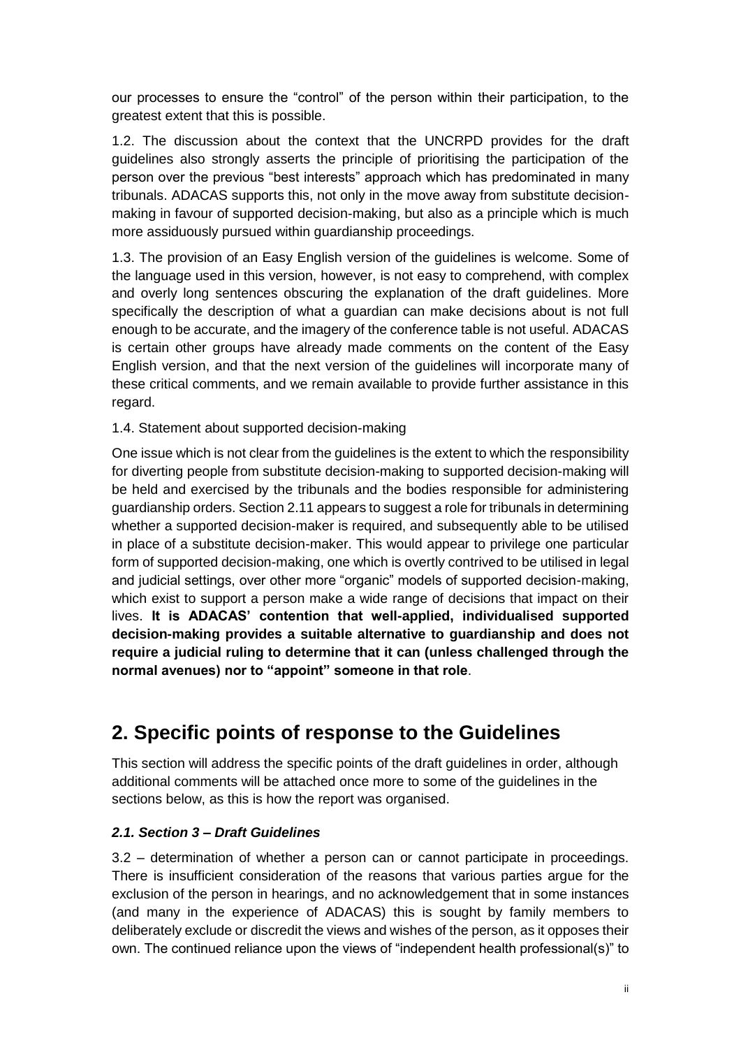our processes to ensure the "control" of the person within their participation, to the greatest extent that this is possible.

1.2. The discussion about the context that the UNCRPD provides for the draft guidelines also strongly asserts the principle of prioritising the participation of the person over the previous "best interests" approach which has predominated in many tribunals. ADACAS supports this, not only in the move away from substitute decision-making in favour of supported decision-making, but also as a principle which is much more assiduously pursued within guardianship proceedings.

1.3. The provision of an Easy English version of the guidelines is welcome. Some of the language used in this version, however, is not easy to comprehend, with complex and overly long sentences obscuring the explanation of the draft guidelines. More specifically the description of what a guardian can make decisions about is not full enough to be accurate, and the imagery of the conference table is not useful. ADACAS is certain other groups have already made comments on the content of the Easy English version, and that the next version of the guidelines will incorporate many of these critical comments, and we remain available to provide further assistance in this regard.

1.4. Statement about supported decision-making

One issue which is not clear from the guidelines is the extent to which the responsibility for diverting people from substitute decision-making to supported decision-making will be held and exercised by the tribunals and the bodies responsible for administering guardianship orders. Section 2.11 appears to suggest a role for tribunals in determining whether a supported decision-maker is required, and subsequently able to be utilised in place of a substitute decision-maker. This would appear to privilege one particular form of supported decision-making, one which is overtly contrived to be utilised in legal and judicial settings, over other more "organic" models of supported decision-making, which exist to support a person make a wide range of decisions that impact on their lives. **It is ADACAS' contention that well-applied, individualised supported decision-making provides a suitable alternative to guardianship and does not require a judicial ruling to determine that it can (unless challenged through the normal avenues) nor to "appoint" someone in that role**.

# 2. Specific points of response to the Guidelines

This section will address the specific points of the draft guidelines in order, although additional comments will be attached once more to some of the guidelines in the sections below, as this is how the report was organised.

### *2.1. Section 3 – Draft Guidelines*

3.2 – determination of whether a person can or cannot participate in proceedings. There is insufficient consideration of the reasons that various parties argue for the exclusion of the person in hearings, and no acknowledgement that in some instances (and many in the experience of ADACAS) this is sought by family members to deliberately exclude or discredit the views and wishes of the person, as it opposes their own. The continued reliance upon the views of "independent health professional(s)" to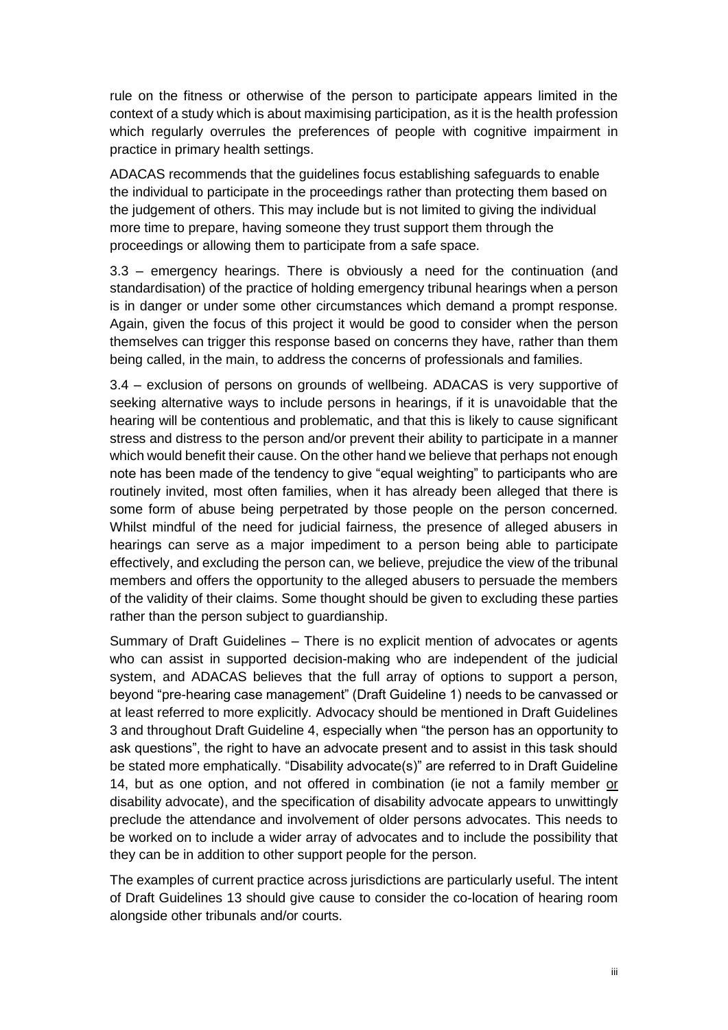rule on the fitness or otherwise of the person to participate appears limited in the context of a study which is about maximising participation, as it is the health profession which regularly overrules the preferences of people with cognitive impairment in practice in primary health settings.

ADACAS recommends that the guidelines focus establishing safeguards to enable the individual to participate in the proceedings rather than protecting them based on the judgement of others. This may include but is not limited to giving the individual more time to prepare, having someone they trust support them through the proceedings or allowing them to participate from a safe space.

3.3 – emergency hearings. There is obviously a need for the continuation (and standardisation) of the practice of holding emergency tribunal hearings when a person is in danger or under some other circumstances which demand a prompt response. Again, given the focus of this project it would be good to consider when the person themselves can trigger this response based on concerns they have, rather than them being called, in the main, to address the concerns of professionals and families.

3.4 – exclusion of persons on grounds of wellbeing. ADACAS is very supportive of seeking alternative ways to include persons in hearings, if it is unavoidable that the hearing will be contentious and problematic, and that this is likely to cause significant stress and distress to the person and/or prevent their ability to participate in a manner which would benefit their cause. On the other hand we believe that perhaps not enough note has been made of the tendency to give "equal weighting" to participants who are routinely invited, most often families, when it has already been alleged that there is some form of abuse being perpetrated by those people on the person concerned. Whilst mindful of the need for judicial fairness, the presence of alleged abusers in hearings can serve as a major impediment to a person being able to participate effectively, and excluding the person can, we believe, prejudice the view of the tribunal members and offers the opportunity to the alleged abusers to persuade the members of the validity of their claims. Some thought should be given to excluding these parties rather than the person subject to guardianship.

Summary of Draft Guidelines – There is no explicit mention of advocates or agents who can assist in supported decision-making who are independent of the judicial system, and ADACAS believes that the full array of options to support a person, beyond "pre-hearing case management" (Draft Guideline 1) needs to be canvassed or at least referred to more explicitly. Advocacy should be mentioned in Draft Guidelines 3 and throughout Draft Guideline 4, especially when "the person has an opportunity to ask questions", the right to have an advocate present and to assist in this task should be stated more emphatically. "Disability advocate(s)" are referred to in Draft Guideline 14, but as one option, and not offered in combination (ie not a family member <u>or</u> disability advocate), and the specification of disability advocate appears to unwittingly preclude the attendance and involvement of older persons advocates. This needs to be worked on to include a wider array of advocates and to include the possibility that they can be in addition to other support people for the person.

The examples of current practice across jurisdictions are particularly useful. The intent of Draft Guidelines 13 should give cause to consider the co-location of hearing room alongside other tribunals and/or courts.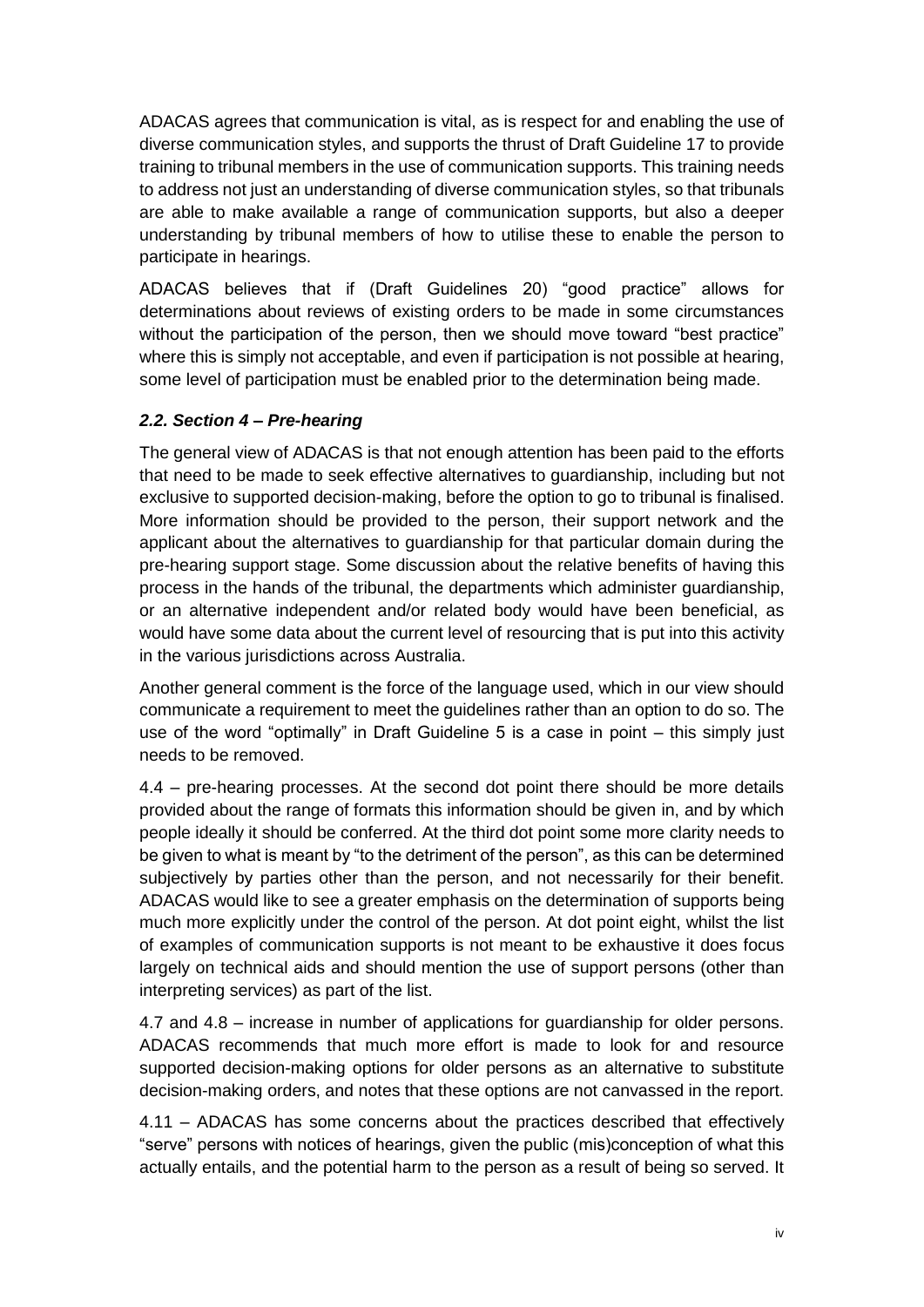ADACAS agrees that communication is vital, as is respect for and enabling the use of diverse communication styles, and supports the thrust of Draft Guideline 17 to provide training to tribunal members in the use of communication supports. This training needs to address not just an understanding of diverse communication styles, so that tribunals are able to make available a range of communication supports, but also a deeper understanding by tribunal members of how to utilise these to enable the person to participate in hearings.

ADACAS believes that if (Draft Guidelines 20) "good practice" allows for determinations about reviews of existing orders to be made in some circumstances without the participation of the person, then we should move toward "best practice" where this is simply not acceptable, and even if participation is not possible at hearing, some level of participation must be enabled prior to the determination being made.

### *2.2. Section 4 – Pre-hearing*

The general view of ADACAS is that not enough attention has been paid to the efforts that need to be made to seek effective alternatives to guardianship, including but not exclusive to supported decision-making, before the option to go to tribunal is finalised. More information should be provided to the person, their support network and the applicant about the alternatives to guardianship for that particular domain during the pre-hearing support stage. Some discussion about the relative benefits of having this process in the hands of the tribunal, the departments which administer guardianship, or an alternative independent and/or related body would have been beneficial, as would have some data about the current level of resourcing that is put into this activity in the various jurisdictions across Australia.

Another general comment is the force of the language used, which in our view should communicate a requirement to meet the guidelines rather than an option to do so. The use of the word "optimally" in Draft Guideline 5 is a case in point – this simply just needs to be removed.

4.4 – pre-hearing processes. At the second dot point there should be more details provided about the range of formats this information should be given in, and by which people ideally it should be conferred. At the third dot point some more clarity needs to be given to what is meant by "to the detriment of the person", as this can be determined subjectively by parties other than the person, and not necessarily for their benefit. ADACAS would like to see a greater emphasis on the determination of supports being much more explicitly under the control of the person. At dot point eight, whilst the list of examples of communication supports is not meant to be exhaustive it does focus largely on technical aids and should mention the use of support persons (other than interpreting services) as part of the list.

4.7 and 4.8 – increase in number of applications for guardianship for older persons. ADACAS recommends that much more effort is made to look for and resource supported decision-making options for older persons as an alternative to substitute decision-making orders, and notes that these options are not canvassed in the report.

4.11 – ADACAS has some concerns about the practices described that effectively "serve" persons with notices of hearings, given the public (mis)conception of what this actually entails, and the potential harm to the person as a result of being so served. It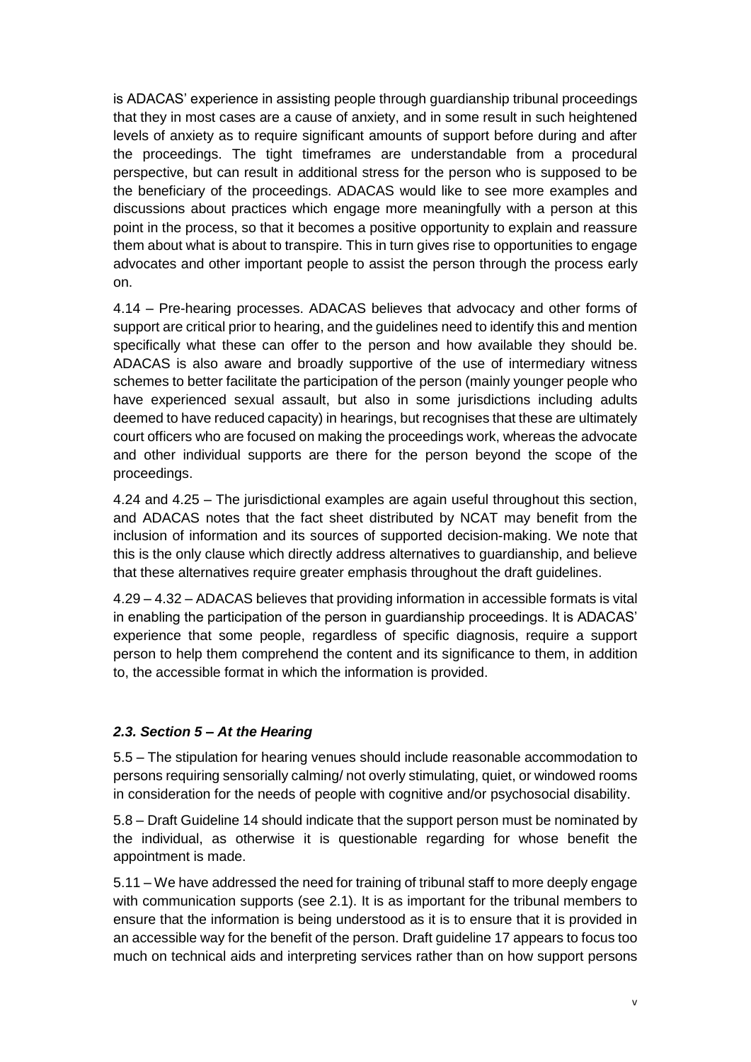is ADACAS' experience in assisting people through guardianship tribunal proceedings that they in most cases are a cause of anxiety, and in some result in such heightened levels of anxiety as to require significant amounts of support before during and after the proceedings. The tight timeframes are understandable from a procedural perspective, but can result in additional stress for the person who is supposed to be the beneficiary of the proceedings. ADACAS would like to see more examples and discussions about practices which engage more meaningfully with a person at this point in the process, so that it becomes a positive opportunity to explain and reassure them about what is about to transpire. This in turn gives rise to opportunities to engage advocates and other important people to assist the person through the process early on.

4.14 – Pre-hearing processes. ADACAS believes that advocacy and other forms of support are critical prior to hearing, and the guidelines need to identify this and mention specifically what these can offer to the person and how available they should be. ADACAS is also aware and broadly supportive of the use of intermediary witness schemes to better facilitate the participation of the person (mainly younger people who have experienced sexual assault, but also in some jurisdictions including adults deemed to have reduced capacity) in hearings, but recognises that these are ultimately court officers who are focused on making the proceedings work, whereas the advocate and other individual supports are there for the person beyond the scope of the proceedings.

4.24 and 4.25 – The jurisdictional examples are again useful throughout this section, and ADACAS notes that the fact sheet distributed by NCAT may benefit from the inclusion of information and its sources of supported decision-making. We note that this is the only clause which directly address alternatives to guardianship, and believe that these alternatives require greater emphasis throughout the draft guidelines.

4.29 – 4.32 – ADACAS believes that providing information in accessible formats is vital in enabling the participation of the person in guardianship proceedings. It is ADACAS' experience that some people, regardless of specific diagnosis, require a support person to help them comprehend the content and its significance to them, in addition to, the accessible format in which the information is provided.

### *2.3. Section 5 – At the Hearing*

5.5 – The stipulation for hearing venues should include reasonable accommodation to persons requiring sensorially calming/ not overly stimulating, quiet, or windowed rooms in consideration for the needs of people with cognitive and/or psychosocial disability.

5.8 – Draft Guideline 14 should indicate that the support person must be nominated by the individual, as otherwise it is questionable regarding for whose benefit the appointment is made.

5.11 – We have addressed the need for training of tribunal staff to more deeply engage with communication supports (see 2.1). It is as important for the tribunal members to ensure that the information is being understood as it is to ensure that it is provided in an accessible way for the benefit of the person. Draft guideline 17 appears to focus too much on technical aids and interpreting services rather than on how support persons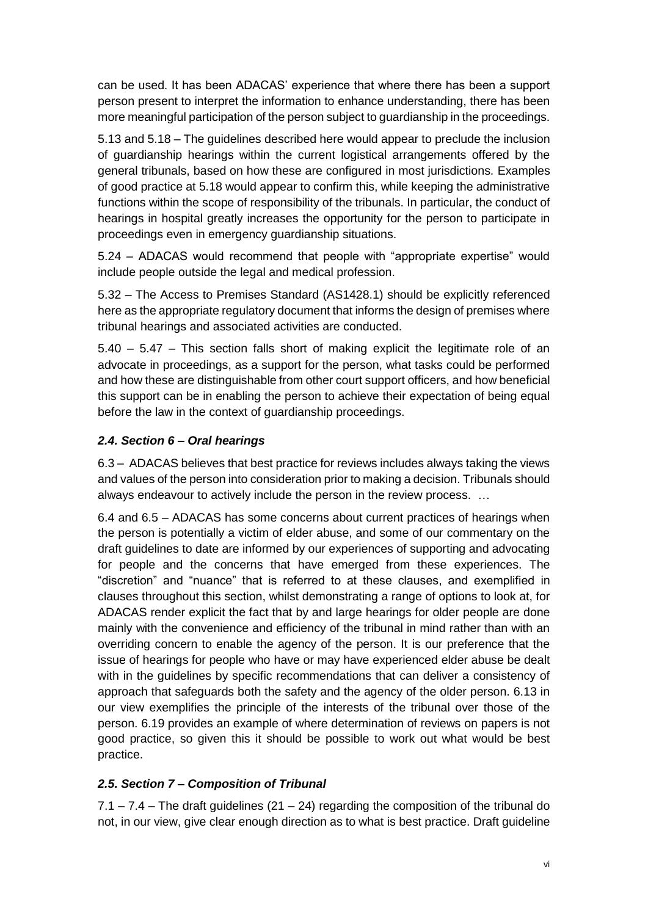can be used. It has been ADACAS' experience that where there has been a support person present to interpret the information to enhance understanding, there has been more meaningful participation of the person subject to guardianship in the proceedings.

5.13 and 5.18 – The guidelines described here would appear to preclude the inclusion of guardianship hearings within the current logistical arrangements offered by the general tribunals, based on how these are configured in most jurisdictions. Examples of good practice at 5.18 would appear to confirm this, while keeping the administrative functions within the scope of responsibility of the tribunals. In particular, the conduct of hearings in hospital greatly increases the opportunity for the person to participate in proceedings even in emergency guardianship situations.

5.24 – ADACAS would recommend that people with "appropriate expertise" would include people outside the legal and medical profession.

5.32 – The Access to Premises Standard (AS1428.1) should be explicitly referenced here as the appropriate regulatory document that informs the design of premises where tribunal hearings and associated activities are conducted.

5.40 – 5.47 – This section falls short of making explicit the legitimate role of an advocate in proceedings, as a support for the person, what tasks could be performed and how these are distinguishable from other court support officers, and how beneficial this support can be in enabling the person to achieve their expectation of being equal before the law in the context of guardianship proceedings.

### *2.4. Section 6 – Oral hearings*

6.3 – ADACAS believes that best practice for reviews includes always taking the views and values of the person into consideration prior to making a decision. Tribunals should always endeavour to actively include the person in the review process. …

6.4 and 6.5 – ADACAS has some concerns about current practices of hearings when the person is potentially a victim of elder abuse, and some of our commentary on the draft guidelines to date are informed by our experiences of supporting and advocating for people and the concerns that have emerged from these experiences. The "discretion" and "nuance" that is referred to at these clauses, and exemplified in clauses throughout this section, whilst demonstrating a range of options to look at, for ADACAS render explicit the fact that by and large hearings for older people are done mainly with the convenience and efficiency of the tribunal in mind rather than with an overriding concern to enable the agency of the person. It is our preference that the issue of hearings for people who have or may have experienced elder abuse be dealt with in the guidelines by specific recommendations that can deliver a consistency of approach that safeguards both the safety and the agency of the older person. 6.13 in our view exemplifies the principle of the interests of the tribunal over those of the person. 6.19 provides an example of where determination of reviews on papers is not good practice, so given this it should be possible to work out what would be best practice.

### *2.5. Section 7 – Composition of Tribunal*

7.1 – 7.4 – The draft guidelines (21 – 24) regarding the composition of the tribunal do not, in our view, give clear enough direction as to what is best practice. Draft guideline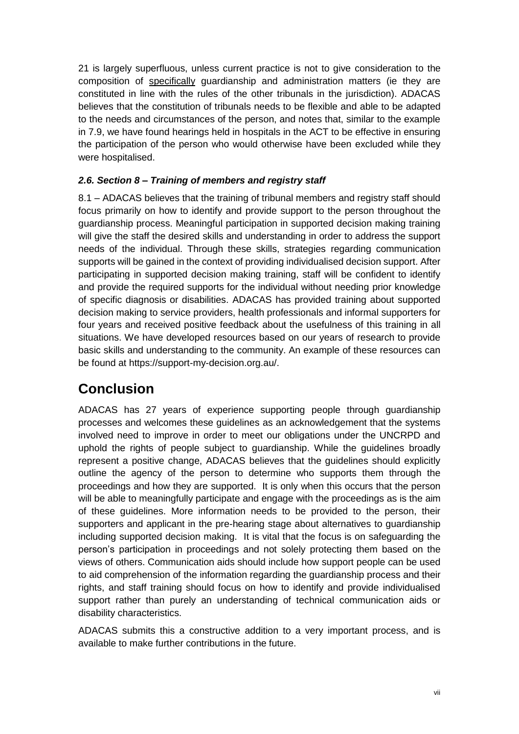21 is largely superfluous, unless current practice is not to give consideration to the composition of <u>specifically</u> guardianship and administration matters (ie they are constituted in line with the rules of the other tribunals in the jurisdiction). ADACAS believes that the constitution of tribunals needs to be flexible and able to be adapted to the needs and circumstances of the person, and notes that, similar to the example in 7.9, we have found hearings held in hospitals in the ACT to be effective in ensuring the participation of the person who would otherwise have been excluded while they were hospitalised.

### *2.6. Section 8 – Training of members and registry staff*

8.1 – ADACAS believes that the training of tribunal members and registry staff should focus primarily on how to identify and provide support to the person throughout the guardianship process. Meaningful participation in supported decision making training will give the staff the desired skills and understanding in order to address the support needs of the individual. Through these skills, strategies regarding communication supports will be gained in the context of providing individualised decision support. After participating in supported decision making training, staff will be confident to identify and provide the required supports for the individual without needing prior knowledge of specific diagnosis or disabilities. ADACAS has provided training about supported decision making to service providers, health professionals and informal supporters for four years and received positive feedback about the usefulness of this training in all situations. We have developed resources based on our years of research to provide basic skills and understanding to the community. An example of these resources can be found at https://support-my-decision.org.au/.

# Conclusion

ADACAS has 27 years of experience supporting people through guardianship processes and welcomes these guidelines as an acknowledgement that the systems involved need to improve in order to meet our obligations under the UNCRPD and uphold the rights of people subject to guardianship. While the guidelines broadly represent a positive change, ADACAS believes that the guidelines should explicitly outline the agency of the person to determine who supports them through the proceedings and how they are supported. It is only when this occurs that the person will be able to meaningfully participate and engage with the proceedings as is the aim of these guidelines. More information needs to be provided to the person, their supporters and applicant in the pre-hearing stage about alternatives to guardianship including supported decision making. It is vital that the focus is on safeguarding the person's participation in proceedings and not solely protecting them based on the views of others. Communication aids should include how support people can be used to aid comprehension of the information regarding the guardianship process and their rights, and staff training should focus on how to identify and provide individualised support rather than purely an understanding of technical communication aids or disability characteristics.

ADACAS submits this a constructive addition to a very important process, and is available to make further contributions in the future.